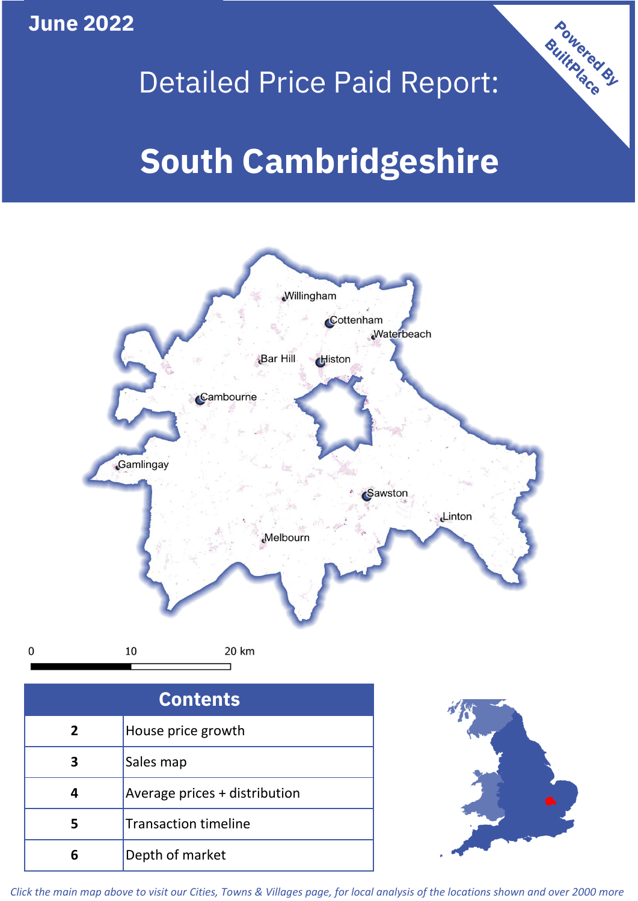June 2022

# Detailed Price Paid Report:

# South Cambridgeshire

Powered By BuiltPlace

| Contents | |
|---|---|
| 2 | House price growth |
| 3 | Sales map |
| 4 | Average prices + distribution |
| 5 | Transaction timeline |
| 6 | Depth of market |

*Click the main map above to visit our Cities, Towns & Villages page, for local analysis of the locations shown and over 2000 more*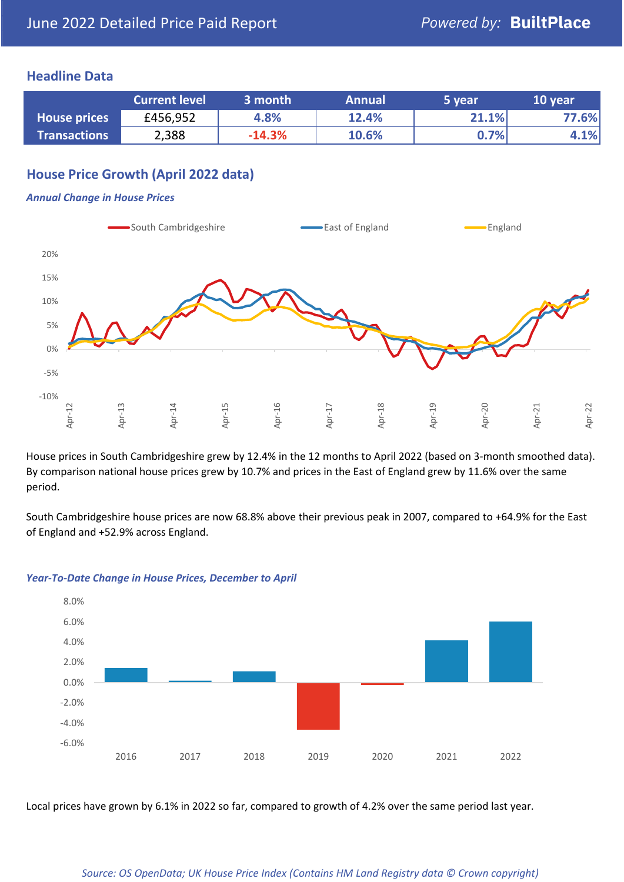## Headline Data

| | Current level | 3 month | Annual | 5 year | 10 year |
|---|---|---|---|---|---|
| **House prices** | £456,952 | 4.8% | 12.4% | 21.1% | 77.6% |
| **Transactions** | 2,388 | -14.3% | 10.6% | 0.7% | 4.1% |

## House Price Growth (April 2022 data)

### *Annual Change in House Prices*

House prices in South Cambridgeshire grew by 12.4% in the 12 months to April 2022 (based on 3-month smoothed data). By comparison national house prices grew by 10.7% and prices in the East of England grew by 11.6% over the same period.

South Cambridgeshire house prices are now 68.8% above their previous peak in 2007, compared to +64.9% for the East of England and +52.9% across England.

### *Year-To-Date Change in House Prices, December to April*

Local prices have grown by 6.1% in 2022 so far, compared to growth of 4.2% over the same period last year.

*Source: OS OpenData; UK House Price Index (Contains HM Land Registry data © Crown copyright)*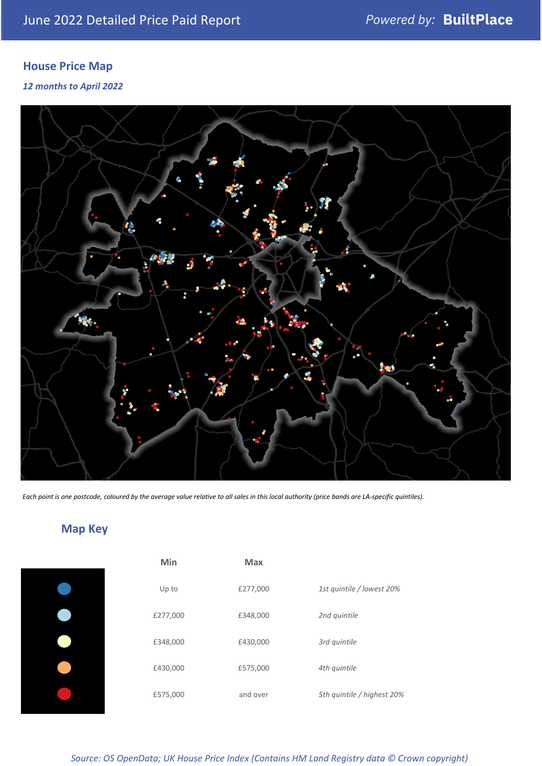## House Price Map

*12 months to April 2022*

*Each point is one postcode, coloured by the average value relative to all sales in this local authority (price bands are LA-specific quintiles).*

## Map Key

| | Min | Max | |
|---|---|---|---|
| | Up to | £277,000 | *1st quintile / lowest 20%* |
| | £277,000 | £348,000 | *2nd quintile* |
| | £348,000 | £430,000 | *3rd quintile* |
| | £430,000 | £575,000 | *4th quintile* |
| | £575,000 | and over | *5th quintile / highest 20%* |

*Source: OS OpenData; UK House Price Index (Contains HM Land Registry data © Crown copyright)*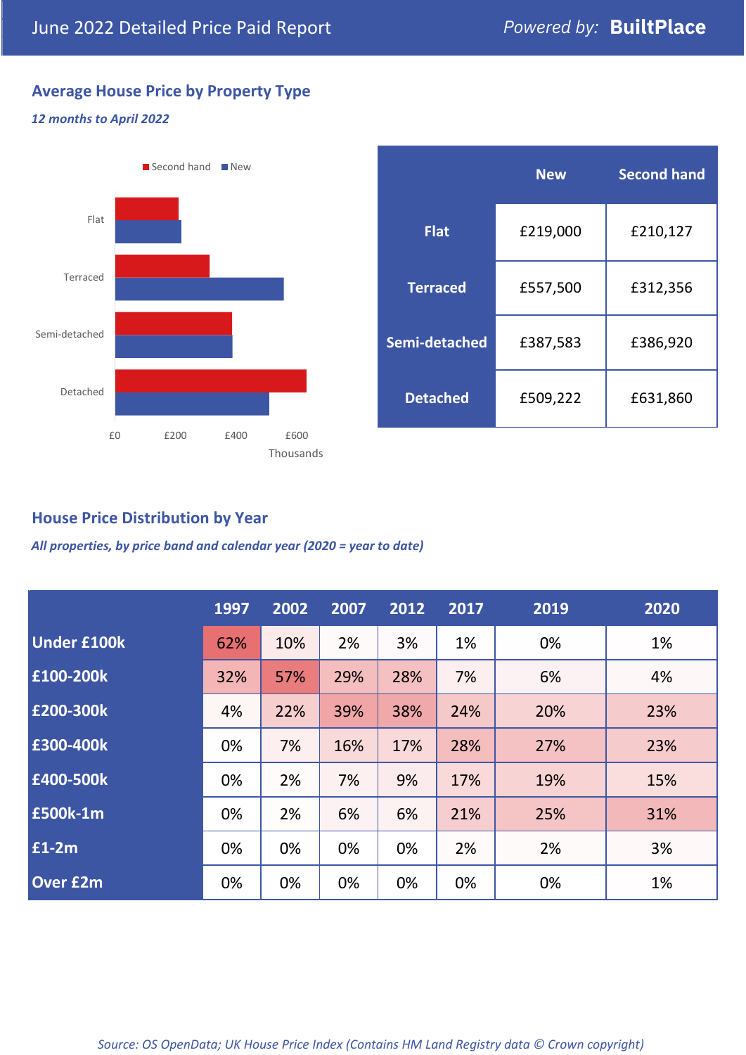June 2022 Detailed Price Paid Report

*Powered by:* **BuiltPlace**

## Average House Price by Property Type

***12 months to April 2022***

|  | New | Second hand |
|---|---|---|
| **Flat** | £219,000 | £210,127 |
| **Terraced** | £557,500 | £312,356 |
| **Semi-detached** | £387,583 | £386,920 |
| **Detached** | £509,222 | £631,860 |

## House Price Distribution by Year

***All properties, by price band and calendar year (2020 = year to date)***

|  | 1997 | 2002 | 2007 | 2012 | 2017 | 2019 | 2020 |
|---|---|---|---|---|---|---|---|
| **Under £100k** | 62% | 10% | 2% | 3% | 1% | 0% | 1% |
| **£100-200k** | 32% | 57% | 29% | 28% | 7% | 6% | 4% |
| **£200-300k** | 4% | 22% | 39% | 38% | 24% | 20% | 23% |
| **£300-400k** | 0% | 7% | 16% | 17% | 28% | 27% | 23% |
| **£400-500k** | 0% | 2% | 7% | 9% | 17% | 19% | 15% |
| **£500k-1m** | 0% | 2% | 6% | 6% | 21% | 25% | 31% |
| **£1-2m** | 0% | 0% | 0% | 0% | 2% | 2% | 3% |
| **Over £2m** | 0% | 0% | 0% | 0% | 0% | 0% | 1% |

*Source: OS OpenData; UK House Price Index (Contains HM Land Registry data © Crown copyright)*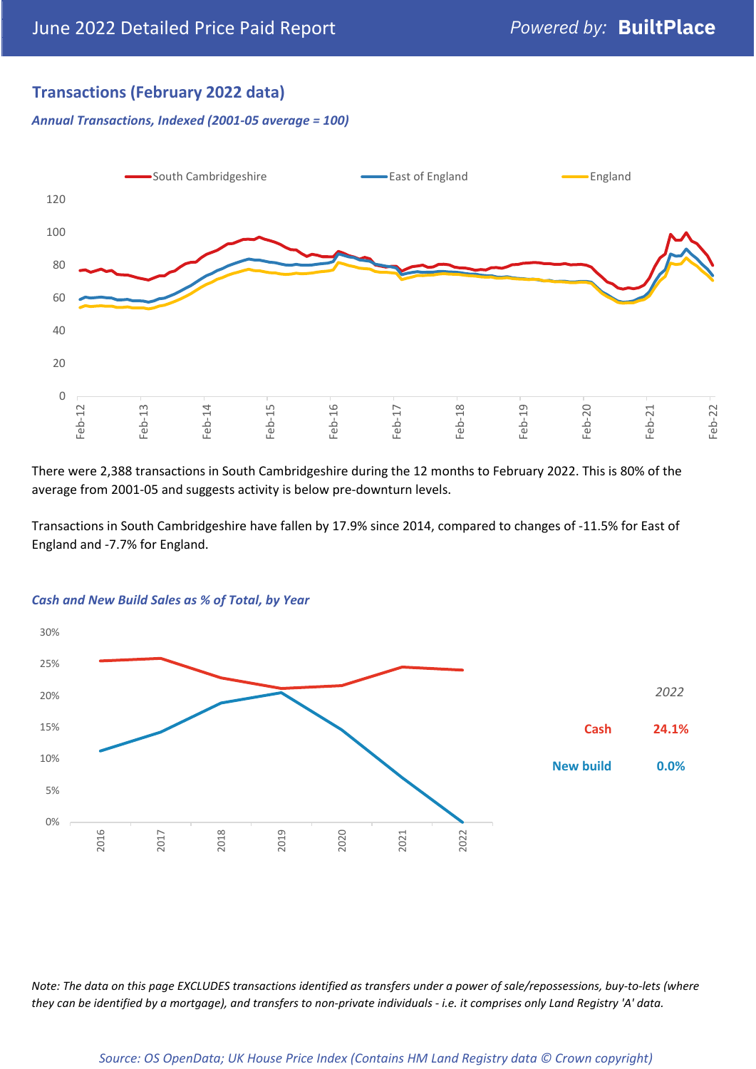## Transactions (February 2022 data)

*Annual Transactions, Indexed (2001-05 average = 100)*

There were 2,388 transactions in South Cambridgeshire during the 12 months to February 2022. This is 80% of the average from 2001-05 and suggests activity is below pre-downturn levels.

Transactions in South Cambridgeshire have fallen by 17.9% since 2014, compared to changes of -11.5% for East of England and -7.7% for England.

*Cash and New Build Sales as % of Total, by Year*

| 2022 | |
|---|---|
| Cash | 24.1% |
| New build | 0.0% |

*Note: The data on this page EXCLUDES transactions identified as transfers under a power of sale/repossessions, buy-to-lets (where they can be identified by a mortgage), and transfers to non-private individuals - i.e. it comprises only Land Registry 'A' data.*

*Source: OS OpenData; UK House Price Index (Contains HM Land Registry data © Crown copyright)*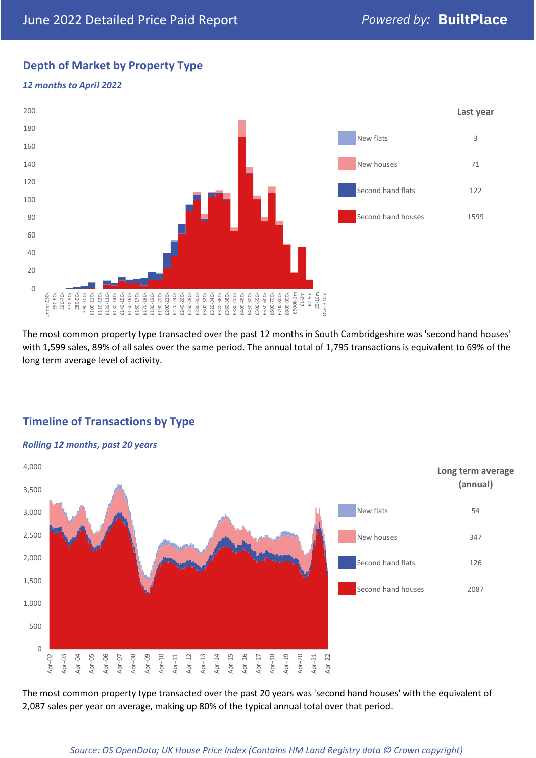June 2022 Detailed Price Paid Report

Powered by: **BuiltPlace**

## Depth of Market by Property Type

*12 months to April 2022*

200
180
160
140
120
100
80
60
40
20
0

Under £50k, £50-60k, £60-70k, £70-80k, £80-90k, £90-100k, £100-110k, £110-120k, £120-130k, £130-140k, £140-150k, £150-160k, £160-170k, £170-180k, £180-190k, £190-200k, £200-220k, £220-240k, £240-260k, £260-280k, £280-300k, £300-320k, £320-340k, £340-360k, £360-380k, £380-400k, £400-450k, £450-500k, £500-550k, £550-600k, £600-700k, £700-800k, £800-900k, £900k-1m, £1-2m, £2-5m, £5-10m, Over £10m

Last year

New flats 3

New houses 71

Second hand flats 122

Second hand houses 1599

The most common property type transacted over the past 12 months in South Cambridgeshire was 'second hand houses' with 1,599 sales, 89% of all sales over the same period. The annual total of 1,795 transactions is equivalent to 69% of the long term average level of activity.

## Timeline of Transactions by Type

*Rolling 12 months, past 20 years*

4,000
3,500
3,000
2,500
2,000
1,500
1,000
500
0

Apr-02, Apr-03, Apr-04, Apr-05, Apr-06, Apr-07, Apr-08, Apr-09, Apr-10, Apr-11, Apr-12, Apr-13, Apr-14, Apr-15, Apr-16, Apr-17, Apr-18, Apr-19, Apr-20, Apr-21, Apr-22

Long term average (annual)

New flats 54

New houses 347

Second hand flats 126

Second hand houses 2087

The most common property type transacted over the past 20 years was 'second hand houses' with the equivalent of 2,087 sales per year on average, making up 80% of the typical annual total over that period.

*Source: OS OpenData; UK House Price Index (Contains HM Land Registry data © Crown copyright)*